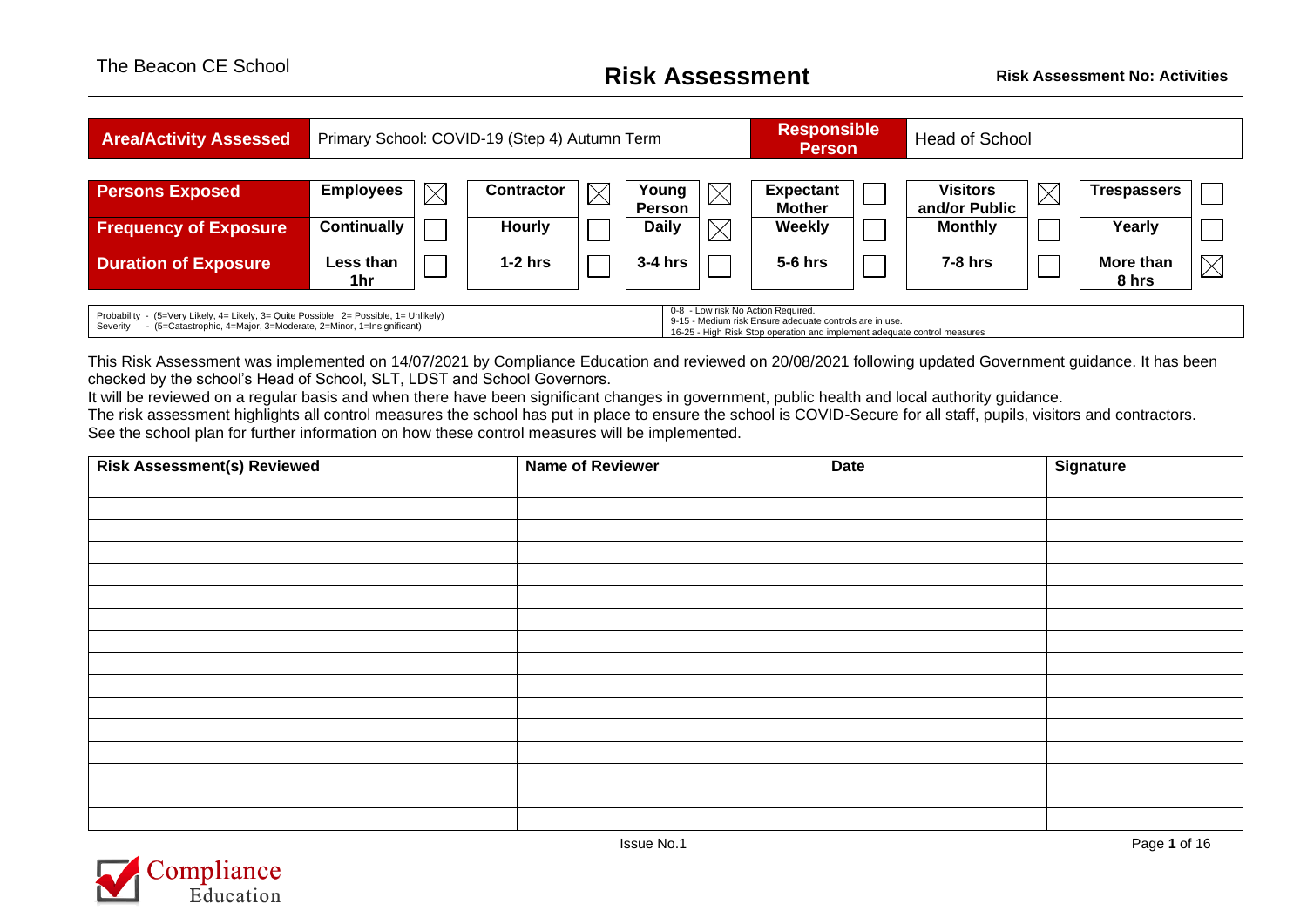The Beacon CE School

# Risk Assessment

**Risk Assessment No: Activities**

| **Area/Activity Assessed** | Primary School: COVID-19 (Step 4) Autumn Term | **Responsible Person** | Head of School |
|---|---|---|---|

| | | | | | | | | | | | | |
|---|---|---|---|---|---|---|---|---|---|---|---|---|
| **Persons Exposed** | **Employees** | ☒ | **Contractor** | ☒ | **Young Person** | ☒ | **Expectant Mother** | ☐ | **Visitors and/or Public** | ☒ | **Trespassers** | ☐ |
| **Frequency of Exposure** | **Continually** | ☐ | **Hourly** | ☐ | **Daily** | ☒ | **Weekly** | ☐ | **Monthly** | ☐ | **Yearly** | ☐ |
| **Duration of Exposure** | **Less than 1hr** | ☐ | **1-2 hrs** | ☐ | **3-4 hrs** | ☐ | **5-6 hrs** | ☐ | **7-8 hrs** | ☐ | **More than 8 hrs** | ☒ |

| | |
|---|---|
| Probability - (5=Very Likely, 4= Likely, 3= Quite Possible, 2= Possible, 1= Unlikely)<br>Severity - (5=Catastrophic, 4=Major, 3=Moderate, 2=Minor, 1=Insignificant) | 0-8 - Low risk No Action Required.<br>9-15 - Medium risk Ensure adequate controls are in use.<br>16-25 - High Risk Stop operation and implement adequate control measures |

This Risk Assessment was implemented on 14/07/2021 by Compliance Education and reviewed on 20/08/2021 following updated Government guidance. It has been checked by the school's Head of School, SLT, LDST and School Governors.
It will be reviewed on a regular basis and when there have been significant changes in government, public health and local authority guidance.
The risk assessment highlights all control measures the school has put in place to ensure the school is COVID-Secure for all staff, pupils, visitors and contractors.
See the school plan for further information on how these control measures will be implemented.

| Risk Assessment(s) Reviewed | Name of Reviewer | Date | Signature |
|---|---|---|---|
| | | | |
| | | | |
| | | | |
| | | | |
| | | | |
| | | | |
| | | | |
| | | | |
| | | | |
| | | | |
| | | | |
| | | | |
| | | | |
| | | | |
| | | | |
| | | | |

Issue No.1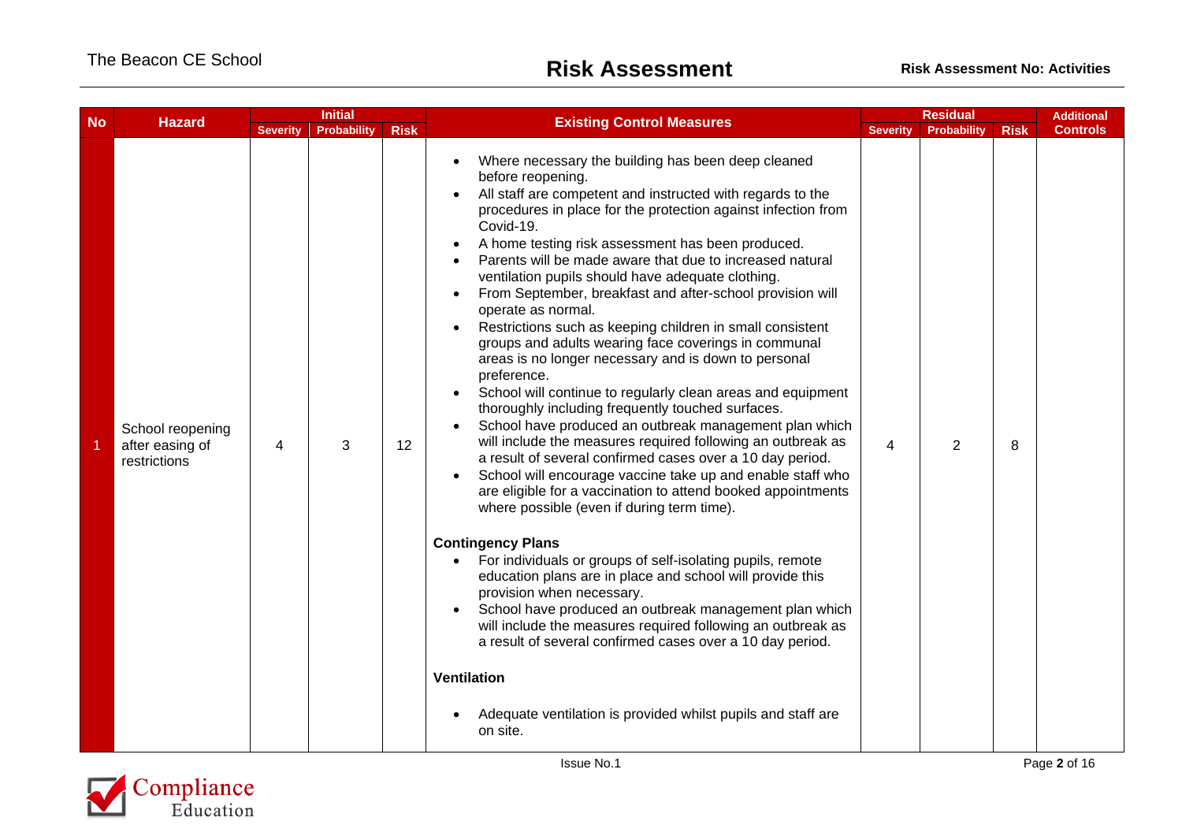| No | Hazard | Initial | | | Existing Control Measures | Residual | | | Additional Controls |
|---|---|---|---|---|---|---|---|---|---|
| | | Severity | Probability | Risk | | Severity | Probability | Risk | |
| 1 | School reopening after easing of restrictions | 4 | 3 | 12 | • Where necessary the building has been deep cleaned before reopening.<br>• All staff are competent and instructed with regards to the procedures in place for the protection against infection from Covid-19.<br>• A home testing risk assessment has been produced.<br>• Parents will be made aware that due to increased natural ventilation pupils should have adequate clothing.<br>• From September, breakfast and after-school provision will operate as normal.<br>• Restrictions such as keeping children in small consistent groups and adults wearing face coverings in communal areas is no longer necessary and is down to personal preference.<br>• School will continue to regularly clean areas and equipment thoroughly including frequently touched surfaces.<br>• School have produced an outbreak management plan which will include the measures required following an outbreak as a result of several confirmed cases over a 10 day period.<br>• School will encourage vaccine take up and enable staff who are eligible for a vaccination to attend booked appointments where possible (even if during term time).<br><br>**Contingency Plans**<br>• For individuals or groups of self-isolating pupils, remote education plans are in place and school will provide this provision when necessary.<br>• School have produced an outbreak management plan which will include the measures required following an outbreak as a result of several confirmed cases over a 10 day period.<br><br>**Ventilation**<br>• Adequate ventilation is provided whilst pupils and staff are on site. | 4 | 2 | 8 | |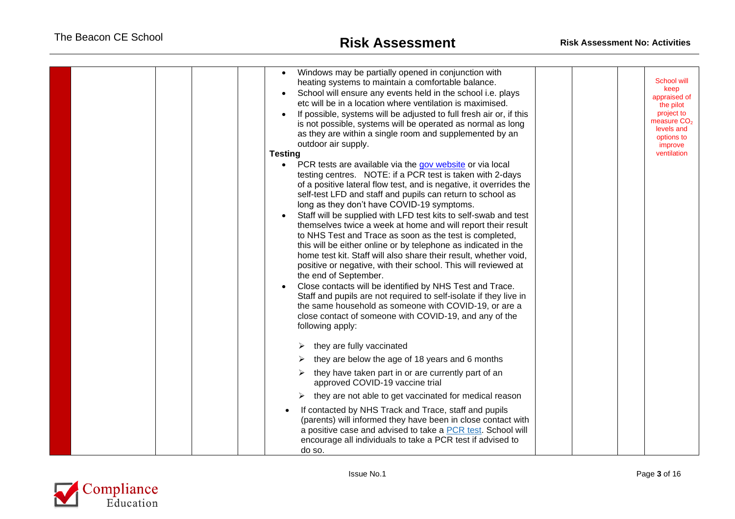| | | | | | | | | | |
|---|---|---|---|---|---|---|---|---|---|
| | | | | | • Windows may be partially opened in conjunction with heating systems to maintain a comfortable balance.<br>• School will ensure any events held in the school i.e. plays etc will be in a location where ventilation is maximised.<br>• If possible, systems will be adjusted to full fresh air or, if this is not possible, systems will be operated as normal as long as they are within a single room and supplemented by an outdoor air supply.<br>**Testing**<br>• PCR tests are available via the [gov website]() or via local testing centres. NOTE: if a PCR test is taken with 2-days of a positive lateral flow test, and is negative, it overrides the self-test LFD and staff and pupils can return to school as long as they don't have COVID-19 symptoms.<br>• Staff will be supplied with LFD test kits to self-swab and test themselves twice a week at home and will report their result to NHS Test and Trace as soon as the test is completed, this will be either online or by telephone as indicated in the home test kit. Staff will also share their result, whether void, positive or negative, with their school. This will reviewed at the end of September.<br>• Close contacts will be identified by NHS Test and Trace. Staff and pupils are not required to self-isolate if they live in the same household as someone with COVID-19, or are a close contact of someone with COVID-19, and any of the following apply:<br>➢ they are fully vaccinated<br>➢ they are below the age of 18 years and 6 months<br>➢ they have taken part in or are currently part of an approved COVID-19 vaccine trial<br>➢ they are not able to get vaccinated for medical reason<br>• If contacted by NHS Track and Trace, staff and pupils (parents) will informed they have been in close contact with a positive case and advised to take a [PCR test](). School will encourage all individuals to take a PCR test if advised to do so. | | | | School will keep appraised of the pilot project to measure $CO_2$ levels and options to improve ventilation |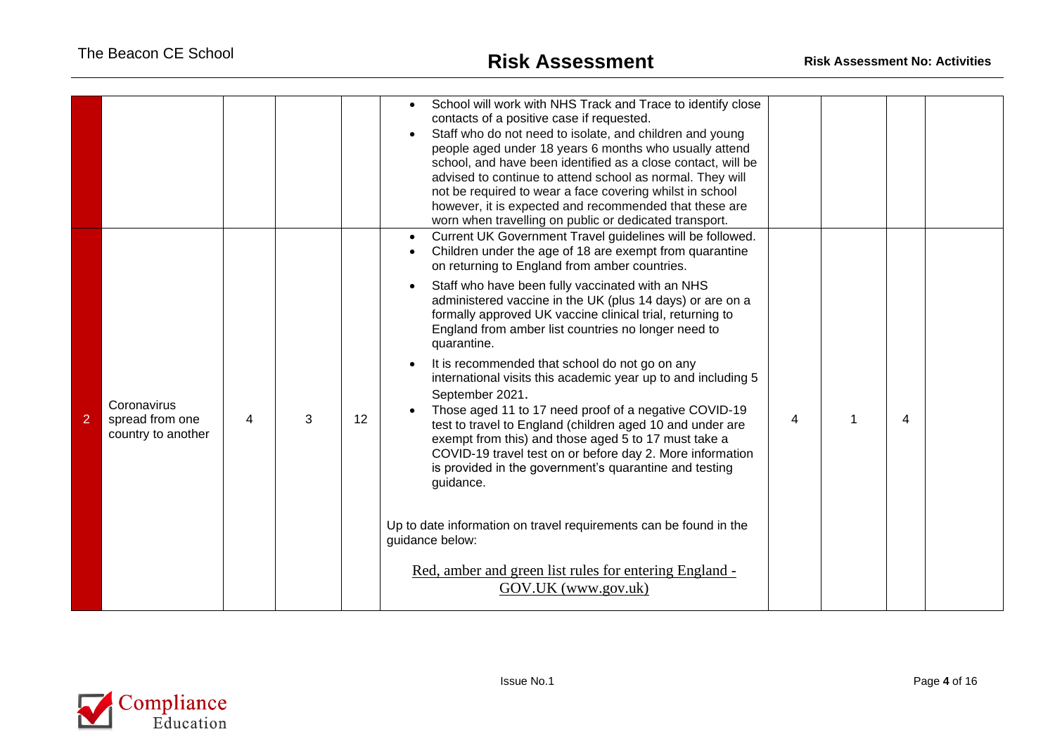| | | | | | | | | | |
|---|---|---|---|---|---|---|---|---|---|
| | | | | | • School will work with NHS Track and Trace to identify close contacts of a positive case if requested.<br>• Staff who do not need to isolate, and children and young people aged under 18 years 6 months who usually attend school, and have been identified as a close contact, will be advised to continue to attend school as normal. They will not be required to wear a face covering whilst in school however, it is expected and recommended that these are worn when travelling on public or dedicated transport. | | | | |
| 2 | Coronavirus spread from one country to another | 4 | 3 | 12 | • Current UK Government Travel guidelines will be followed.<br>• Children under the age of 18 are exempt from quarantine on returning to England from amber countries.<br>• Staff who have been fully vaccinated with an NHS administered vaccine in the UK (plus 14 days) or are on a formally approved UK vaccine clinical trial, returning to England from amber list countries no longer need to quarantine.<br>• It is recommended that school do not go on any international visits this academic year up to and including 5 September 2021.<br>• Those aged 11 to 17 need proof of a negative COVID-19 test to travel to England (children aged 10 and under are exempt from this) and those aged 5 to 17 must take a COVID-19 travel test on or before day 2. More information is provided in the government's quarantine and testing guidance.<br><br>Up to date information on travel requirements can be found in the guidance below:<br><br>Red, amber and green list rules for entering England - GOV.UK (www.gov.uk) | 4 | 1 | 4 | |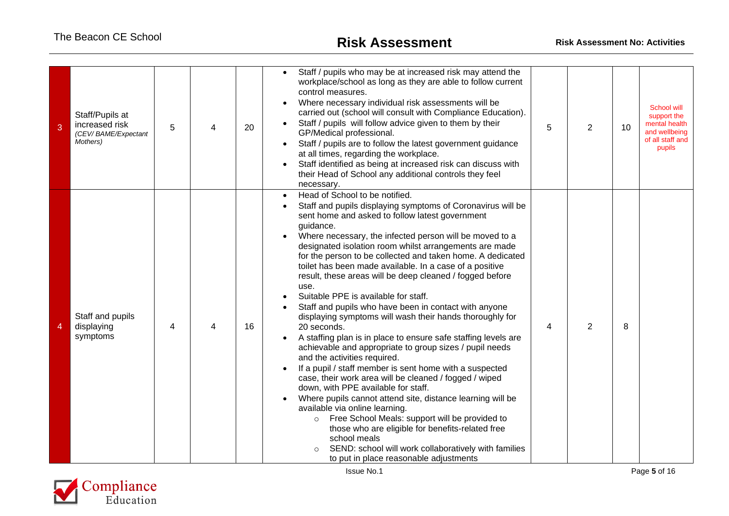| | | | | | | | | | |
|---|---|---|---|---|---|---|---|---|---|
| 3 | Staff/Pupils at increased risk *(CEV/ BAME/Expectant Mothers)* | 5 | 4 | 20 | • Staff / pupils who may be at increased risk may attend the workplace/school as long as they are able to follow current control measures.<br>• Where necessary individual risk assessments will be carried out (school will consult with Compliance Education).<br>• Staff / pupils will follow advice given to them by their GP/Medical professional.<br>• Staff / pupils are to follow the latest government guidance at all times, regarding the workplace.<br>• Staff identified as being at increased risk can discuss with their Head of School any additional controls they feel necessary. | 5 | 2 | 10 | School will support the mental health and wellbeing of all staff and pupils |
| 4 | Staff and pupils displaying symptoms | 4 | 4 | 16 | • Head of School to be notified.<br>• Staff and pupils displaying symptoms of Coronavirus will be sent home and asked to follow latest government guidance.<br>• Where necessary, the infected person will be moved to a designated isolation room whilst arrangements are made for the person to be collected and taken home. A dedicated toilet has been made available. In a case of a positive result, these areas will be deep cleaned / fogged before use.<br>• Suitable PPE is available for staff.<br>• Staff and pupils who have been in contact with anyone displaying symptoms will wash their hands thoroughly for 20 seconds.<br>• A staffing plan is in place to ensure safe staffing levels are achievable and appropriate to group sizes / pupil needs and the activities required.<br>• If a pupil / staff member is sent home with a suspected case, their work area will be cleaned / fogged / wiped down, with PPE available for staff.<br>• Where pupils cannot attend site, distance learning will be available via online learning.<br>&nbsp;&nbsp;&nbsp;&nbsp;○ Free School Meals: support will be provided to those who are eligible for benefits-related free school meals<br>&nbsp;&nbsp;&nbsp;&nbsp;○ SEND: school will work collaboratively with families to put in place reasonable adjustments | 4 | 2 | 8 | |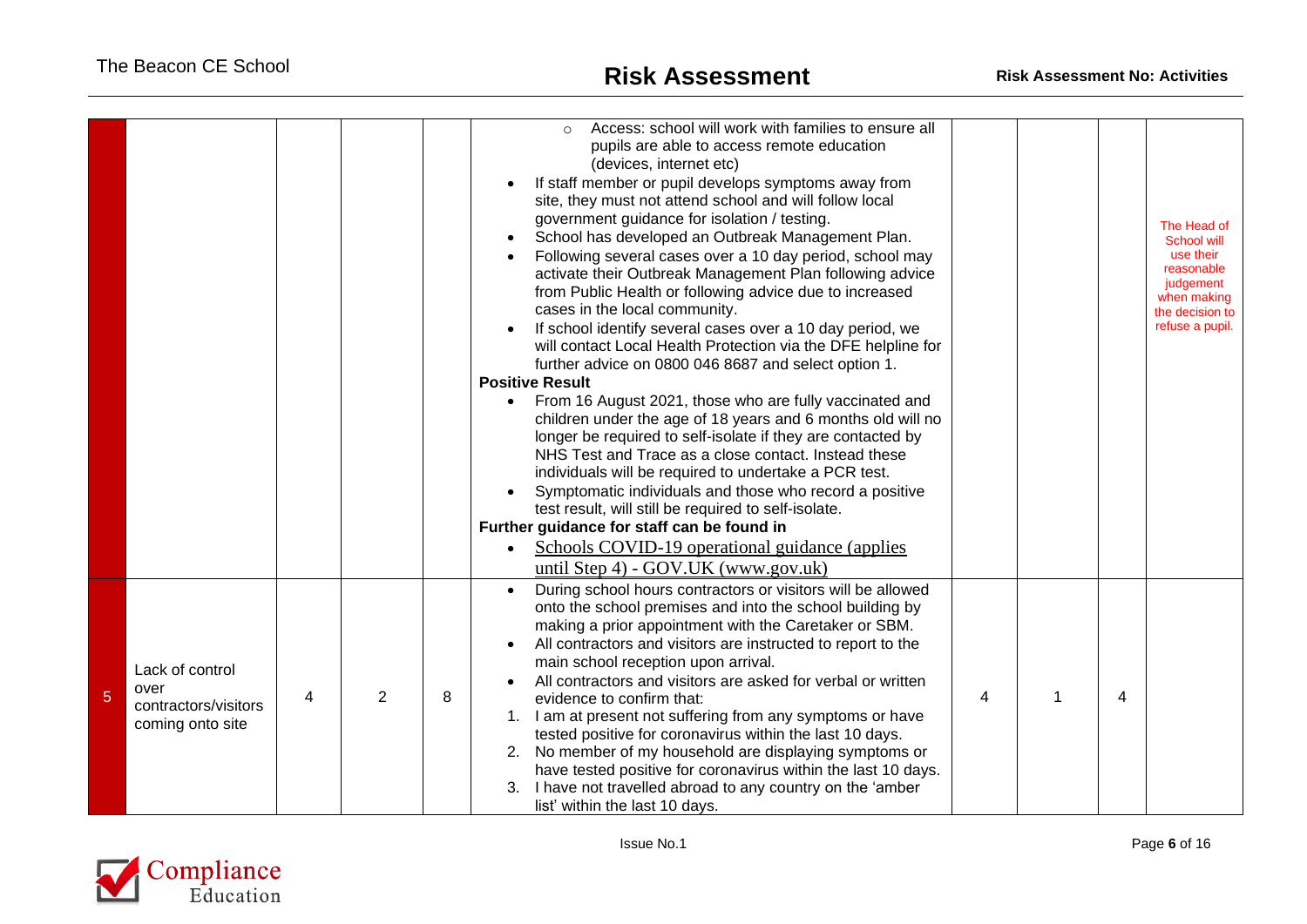| | | | | | | | | | |
|---|---|---|---|---|---|---|---|---|---|
| | | | | | ◦ Access: school will work with families to ensure all pupils are able to access remote education (devices, internet etc)<br>• If staff member or pupil develops symptoms away from site, they must not attend school and will follow local government guidance for isolation / testing.<br>• School has developed an Outbreak Management Plan.<br>• Following several cases over a 10 day period, school may activate their Outbreak Management Plan following advice from Public Health or following advice due to increased cases in the local community.<br>• If school identify several cases over a 10 day period, we will contact Local Health Protection via the DFE helpline for further advice on 0800 046 8687 and select option 1.<br>**Positive Result**<br>• From 16 August 2021, those who are fully vaccinated and children under the age of 18 years and 6 months old will no longer be required to self-isolate if they are contacted by NHS Test and Trace as a close contact. Instead these individuals will be required to undertake a PCR test.<br>• Symptomatic individuals and those who record a positive test result, will still be required to self-isolate.<br>**Further guidance for staff can be found in**<br>• Schools COVID-19 operational guidance (applies until Step 4) - GOV.UK (www.gov.uk) | | | | The Head of School will use their reasonable judgement when making the decision to refuse a pupil. |
| 5 | Lack of control over contractors/visitors coming onto site | 4 | 2 | 8 | • During school hours contractors or visitors will be allowed onto the school premises and into the school building by making a prior appointment with the Caretaker or SBM.<br>• All contractors and visitors are instructed to report to the main school reception upon arrival.<br>• All contractors and visitors are asked for verbal or written evidence to confirm that:<br>1. I am at present not suffering from any symptoms or have tested positive for coronavirus within the last 10 days.<br>2. No member of my household are displaying symptoms or have tested positive for coronavirus within the last 10 days.<br>3. I have not travelled abroad to any country on the 'amber list' within the last 10 days. | 4 | 1 | 4 | |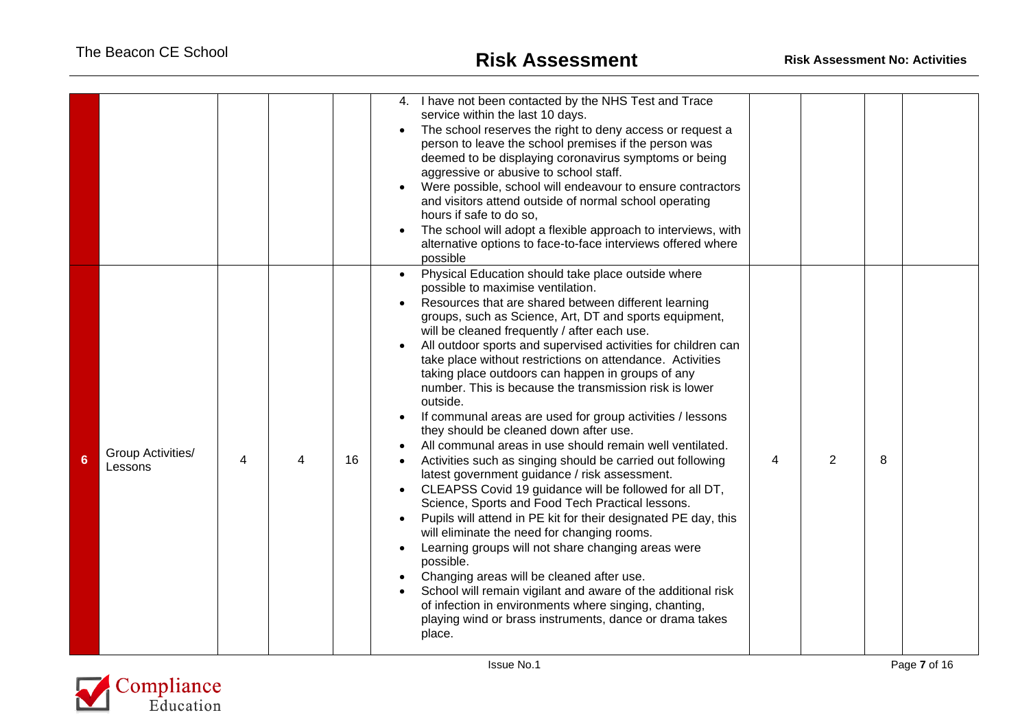| | | | | | | | | | |
|---|---|---|---|---|---|---|---|---|---|
| | | | | | 4. I have not been contacted by the NHS Test and Trace service within the last 10 days.<br>• The school reserves the right to deny access or request a person to leave the school premises if the person was deemed to be displaying coronavirus symptoms or being aggressive or abusive to school staff.<br>• Were possible, school will endeavour to ensure contractors and visitors attend outside of normal school operating hours if safe to do so,<br>• The school will adopt a flexible approach to interviews, with alternative options to face-to-face interviews offered where possible | | | | |
| 6 | Group Activities/ Lessons | 4 | 4 | 16 | • Physical Education should take place outside where possible to maximise ventilation.<br>• Resources that are shared between different learning groups, such as Science, Art, DT and sports equipment, will be cleaned frequently / after each use.<br>• All outdoor sports and supervised activities for children can take place without restrictions on attendance. Activities taking place outdoors can happen in groups of any number. This is because the transmission risk is lower outside.<br>• If communal areas are used for group activities / lessons they should be cleaned down after use.<br>• All communal areas in use should remain well ventilated.<br>• Activities such as singing should be carried out following latest government guidance / risk assessment.<br>• CLEAPSS Covid 19 guidance will be followed for all DT, Science, Sports and Food Tech Practical lessons.<br>• Pupils will attend in PE kit for their designated PE day, this will eliminate the need for changing rooms.<br>• Learning groups will not share changing areas were possible.<br>• Changing areas will be cleaned after use.<br>• School will remain vigilant and aware of the additional risk of infection in environments where singing, chanting, playing wind or brass instruments, dance or drama takes place. | 4 | 2 | 8 | |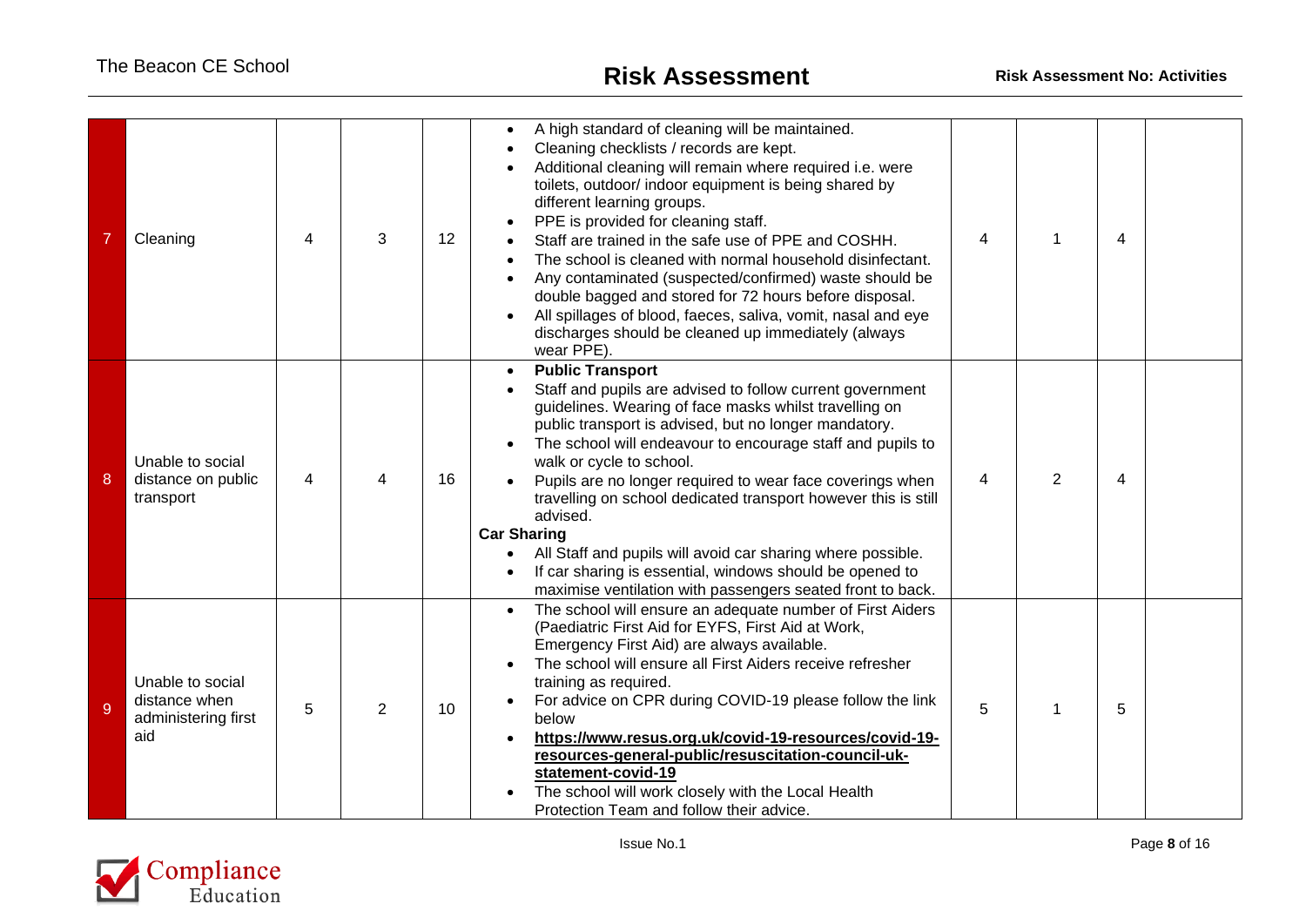| 7 | Cleaning | 4 | 3 | 12 | • A high standard of cleaning will be maintained.<br>• Cleaning checklists / records are kept.<br>• Additional cleaning will remain where required i.e. were toilets, outdoor/ indoor equipment is being shared by different learning groups.<br>• PPE is provided for cleaning staff.<br>• Staff are trained in the safe use of PPE and COSHH.<br>• The school is cleaned with normal household disinfectant.<br>• Any contaminated (suspected/confirmed) waste should be double bagged and stored for 72 hours before disposal.<br>• All spillages of blood, faeces, saliva, vomit, nasal and eye discharges should be cleaned up immediately (always wear PPE). | 4 | 1 | 4 | |
|---|---|---|---|---|---|---|---|---|---|
| 8 | Unable to social distance on public transport | 4 | 4 | 16 | • **Public Transport**<br>• Staff and pupils are advised to follow current government guidelines. Wearing of face masks whilst travelling on public transport is advised, but no longer mandatory.<br>• The school will endeavour to encourage staff and pupils to walk or cycle to school.<br>• Pupils are no longer required to wear face coverings when travelling on school dedicated transport however this is still advised.<br>**Car Sharing**<br>• All Staff and pupils will avoid car sharing where possible.<br>• If car sharing is essential, windows should be opened to maximise ventilation with passengers seated front to back. | 4 | 2 | 4 | |
| 9 | Unable to social distance when administering first aid | 5 | 2 | 10 | • The school will ensure an adequate number of First Aiders (Paediatric First Aid for EYFS, First Aid at Work, Emergency First Aid) are always available.<br>• The school will ensure all First Aiders receive refresher training as required.<br>• For advice on CPR during COVID-19 please follow the link below<br>• **https://www.resus.org.uk/covid-19-resources/covid-19-resources-general-public/resuscitation-council-uk-statement-covid-19**<br>• The school will work closely with the Local Health Protection Team and follow their advice. | 5 | 1 | 5 | |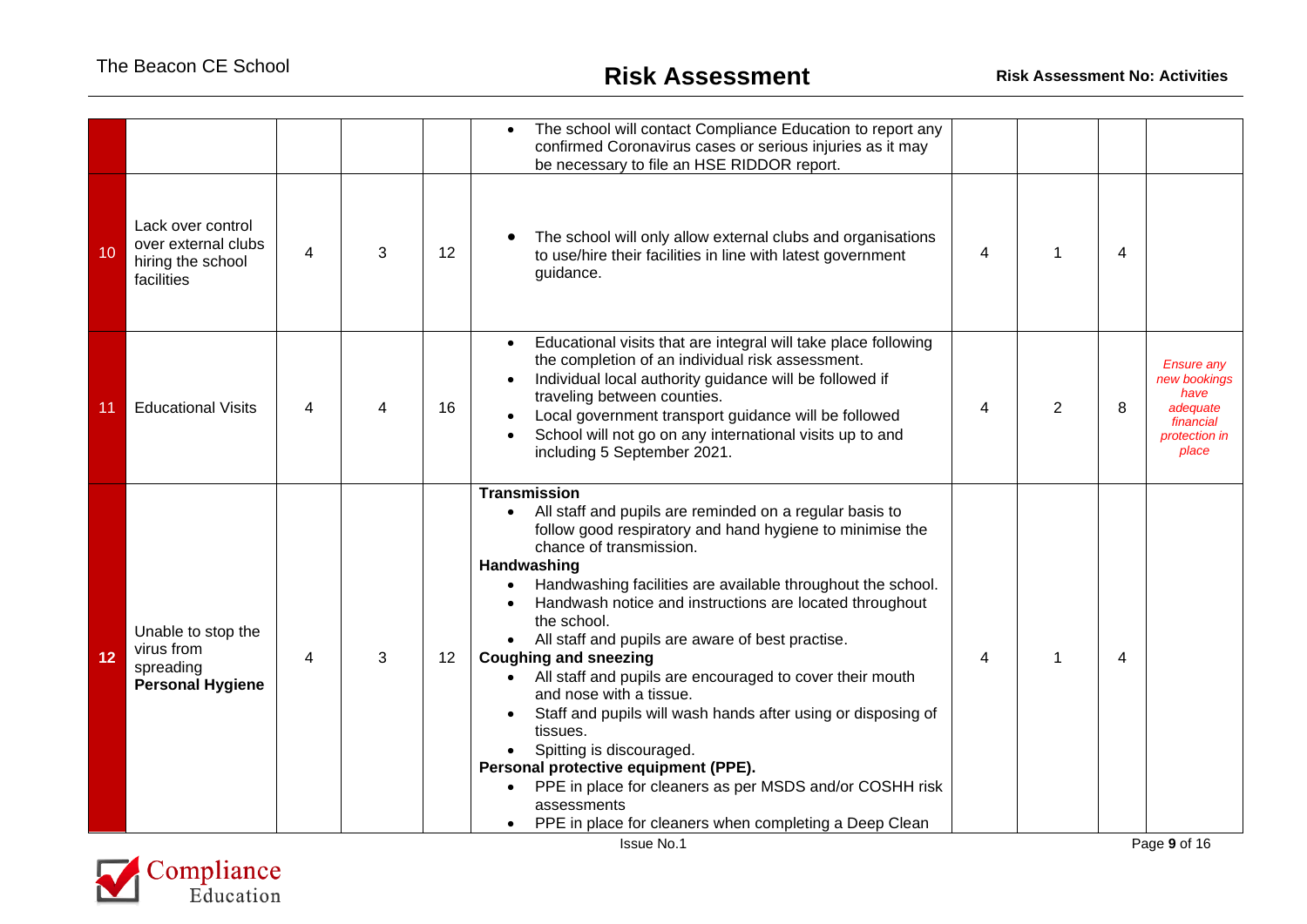|  |  |  |  |  |  |  |  |  |  |
|---|---|---|---|---|---|---|---|---|---|
|  |  |  |  |  | • The school will contact Compliance Education to report any confirmed Coronavirus cases or serious injuries as it may be necessary to file an HSE RIDDOR report. |  |  |  |  |
| 10 | Lack over control over external clubs hiring the school facilities | 4 | 3 | 12 | • The school will only allow external clubs and organisations to use/hire their facilities in line with latest government guidance. | 4 | 1 | 4 |  |
| 11 | Educational Visits | 4 | 4 | 16 | • Educational visits that are integral will take place following the completion of an individual risk assessment.<br>• Individual local authority guidance will be followed if traveling between counties.<br>• Local government transport guidance will be followed<br>• School will not go on any international visits up to and including 5 September 2021. | 4 | 2 | 8 | *Ensure any new bookings have adequate financial protection in place* |
| **12** | Unable to stop the virus from spreading **Personal Hygiene** | 4 | 3 | 12 | **Transmission**<br>• All staff and pupils are reminded on a regular basis to follow good respiratory and hand hygiene to minimise the chance of transmission.<br>**Handwashing**<br>• Handwashing facilities are available throughout the school.<br>• Handwash notice and instructions are located throughout the school.<br>• All staff and pupils are aware of best practise.<br>**Coughing and sneezing**<br>• All staff and pupils are encouraged to cover their mouth and nose with a tissue.<br>• Staff and pupils will wash hands after using or disposing of tissues.<br>• Spitting is discouraged.<br>**Personal protective equipment (PPE).**<br>• PPE in place for cleaners as per MSDS and/or COSHH risk assessments<br>• PPE in place for cleaners when completing a Deep Clean | 4 | 1 | 4 |  |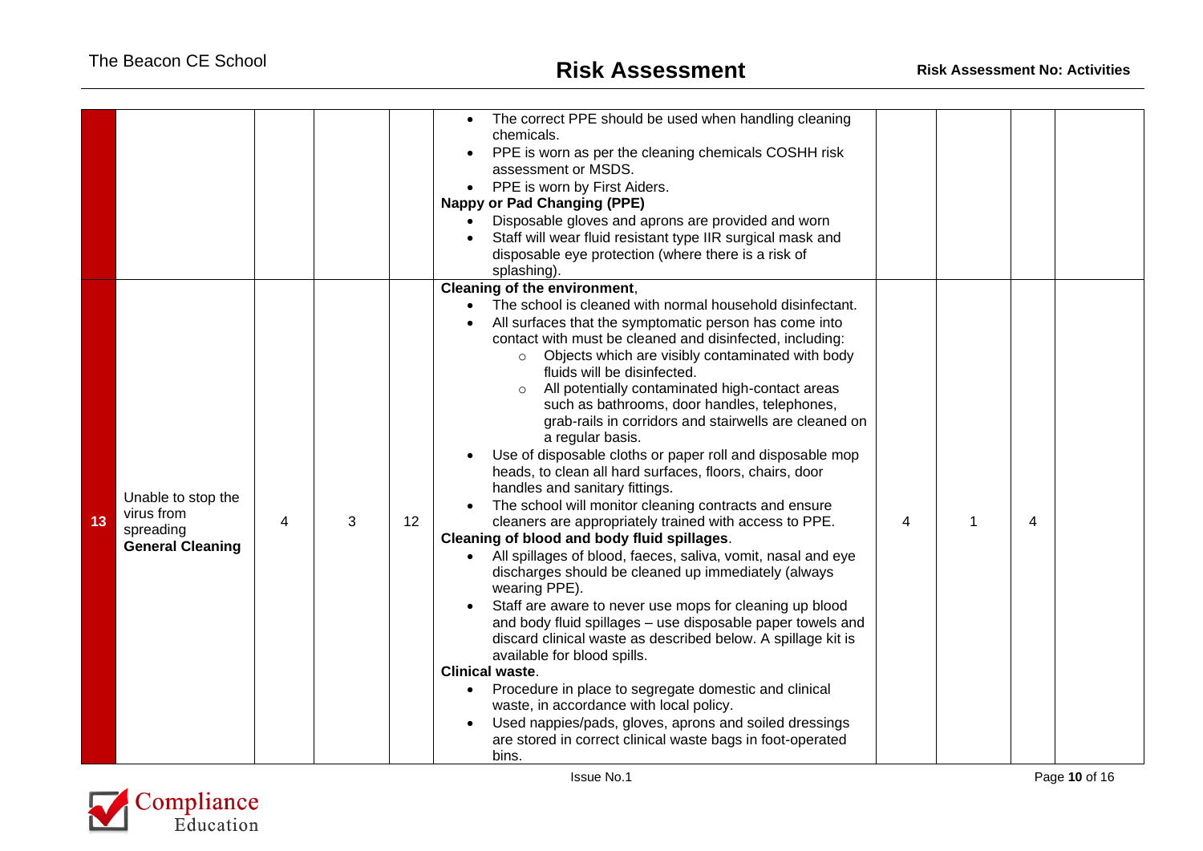| | | | | | | | | | |
|---|---|---|---|---|---|---|---|---|---|
| | | | | | • The correct PPE should be used when handling cleaning chemicals.<br>• PPE is worn as per the cleaning chemicals COSHH risk assessment or MSDS.<br>• PPE is worn by First Aiders.<br>**Nappy or Pad Changing (PPE)**<br>• Disposable gloves and aprons are provided and worn<br>• Staff will wear fluid resistant type IIR surgical mask and disposable eye protection (where there is a risk of splashing). | | | | |
| 13 | Unable to stop the virus from spreading **General Cleaning** | 4 | 3 | 12 | **Cleaning of the environment**,<br>• The school is cleaned with normal household disinfectant.<br>• All surfaces that the symptomatic person has come into contact with must be cleaned and disinfected, including:<br>  ○ Objects which are visibly contaminated with body fluids will be disinfected.<br>  ○ All potentially contaminated high-contact areas such as bathrooms, door handles, telephones, grab-rails in corridors and stairwells are cleaned on a regular basis.<br>• Use of disposable cloths or paper roll and disposable mop heads, to clean all hard surfaces, floors, chairs, door handles and sanitary fittings.<br>• The school will monitor cleaning contracts and ensure cleaners are appropriately trained with access to PPE.<br>**Cleaning of blood and body fluid spillages**.<br>• All spillages of blood, faeces, saliva, vomit, nasal and eye discharges should be cleaned up immediately (always wearing PPE).<br>• Staff are aware to never use mops for cleaning up blood and body fluid spillages – use disposable paper towels and discard clinical waste as described below. A spillage kit is available for blood spills.<br>**Clinical waste**.<br>• Procedure in place to segregate domestic and clinical waste, in accordance with local policy.<br>• Used nappies/pads, gloves, aprons and soiled dressings are stored in correct clinical waste bags in foot-operated bins. | 4 | 1 | 4 | |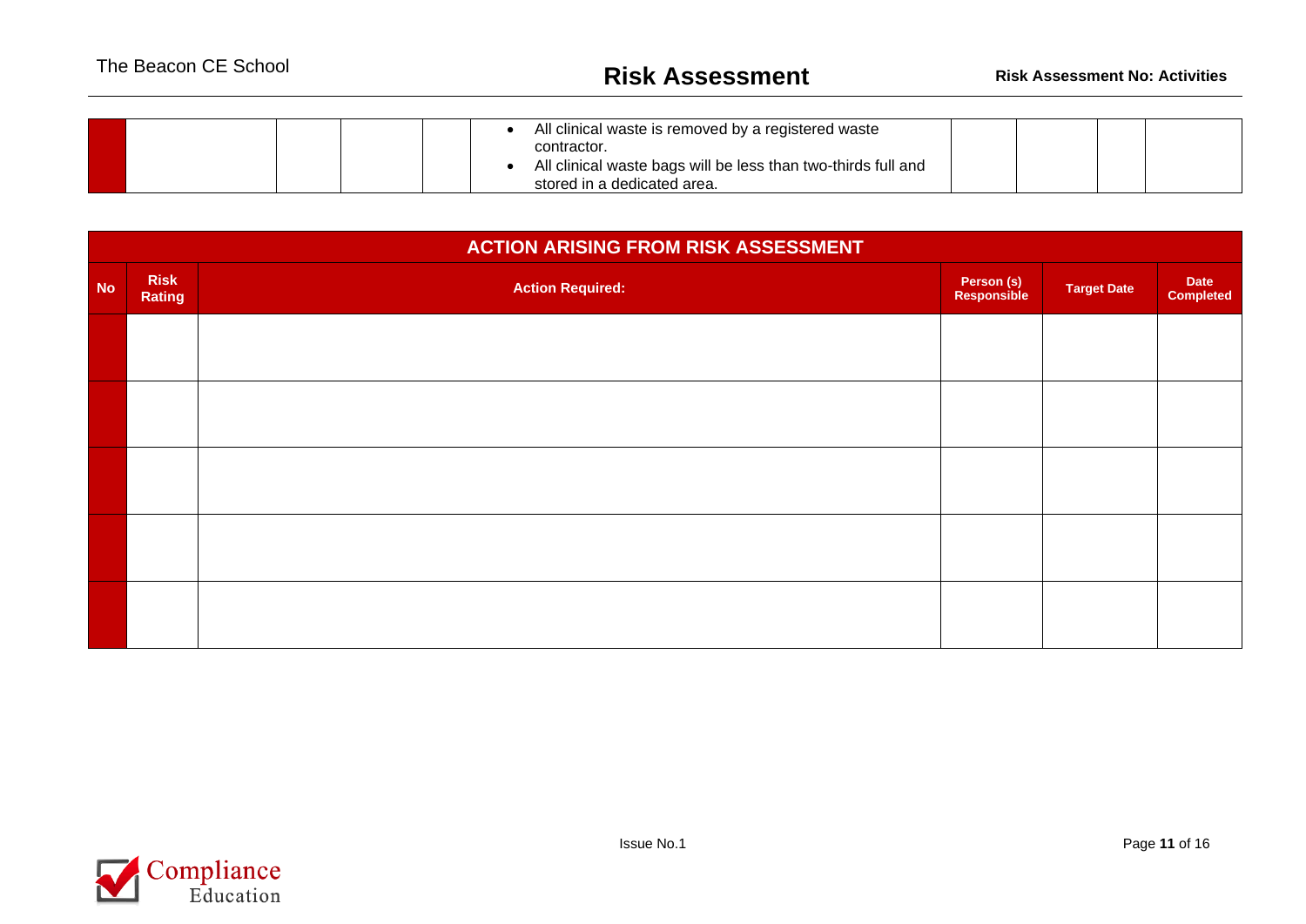| | | | | | | | | | |
|---|---|---|---|---|---|---|---|---|---|
| | | | | | • All clinical waste is removed by a registered waste contractor.<br>• All clinical waste bags will be less than two-thirds full and stored in a dedicated area. | | | | |

| ACTION ARISING FROM RISK ASSESSMENT | | | | | |
|---|---|---|---|---|---|
| **No** | **Risk Rating** | **Action Required:** | **Person (s) Responsible** | **Target Date** | **Date Completed** |
| | | | | | |
| | | | | | |
| | | | | | |
| | | | | | |
| | | | | | |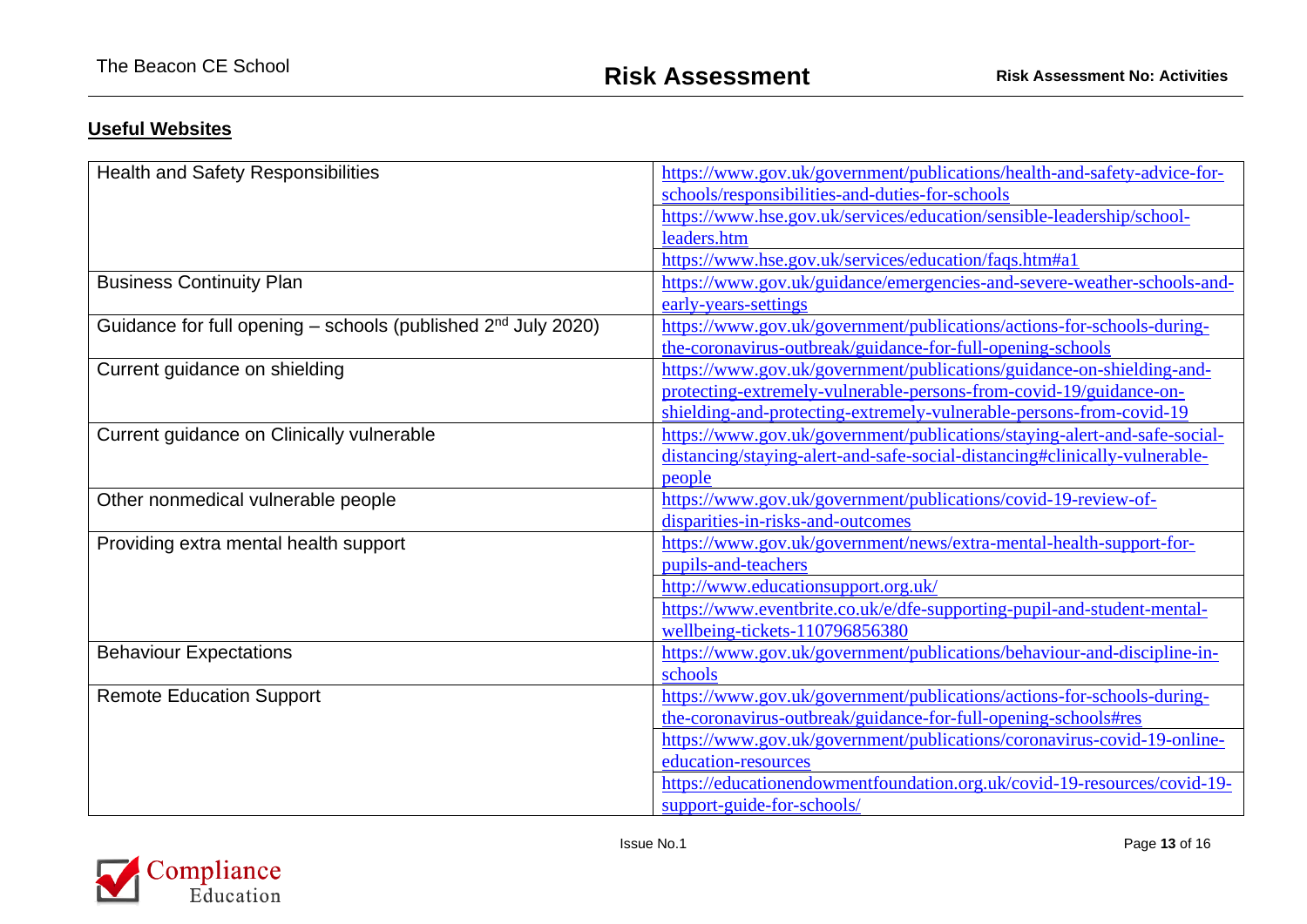## Useful Websites

| | |
|---|---|
| Health and Safety Responsibilities | https://www.gov.uk/government/publications/health-and-safety-advice-for-schools/responsibilities-and-duties-for-schools |
| | https://www.hse.gov.uk/services/education/sensible-leadership/school-leaders.htm |
| | https://www.hse.gov.uk/services/education/faqs.htm#a1 |
| Business Continuity Plan | https://www.gov.uk/guidance/emergencies-and-severe-weather-schools-and-early-years-settings |
| Guidance for full opening – schools (published 2nd July 2020) | https://www.gov.uk/government/publications/actions-for-schools-during-the-coronavirus-outbreak/guidance-for-full-opening-schools |
| Current guidance on shielding | https://www.gov.uk/government/publications/guidance-on-shielding-and-protecting-extremely-vulnerable-persons-from-covid-19/guidance-on-shielding-and-protecting-extremely-vulnerable-persons-from-covid-19 |
| Current guidance on Clinically vulnerable | https://www.gov.uk/government/publications/staying-alert-and-safe-social-distancing/staying-alert-and-safe-social-distancing#clinically-vulnerable-people |
| Other nonmedical vulnerable people | https://www.gov.uk/government/publications/covid-19-review-of-disparities-in-risks-and-outcomes |
| Providing extra mental health support | https://www.gov.uk/government/news/extra-mental-health-support-for-pupils-and-teachers |
| | http://www.educationsupport.org.uk/ |
| | https://www.eventbrite.co.uk/e/dfe-supporting-pupil-and-student-mental-wellbeing-tickets-110796856380 |
| Behaviour Expectations | https://www.gov.uk/government/publications/behaviour-and-discipline-in-schools |
| Remote Education Support | https://www.gov.uk/government/publications/actions-for-schools-during-the-coronavirus-outbreak/guidance-for-full-opening-schools#res |
| | https://www.gov.uk/government/publications/coronavirus-covid-19-online-education-resources |
| | https://educationendowmentfoundation.org.uk/covid-19-resources/covid-19-support-guide-for-schools/ |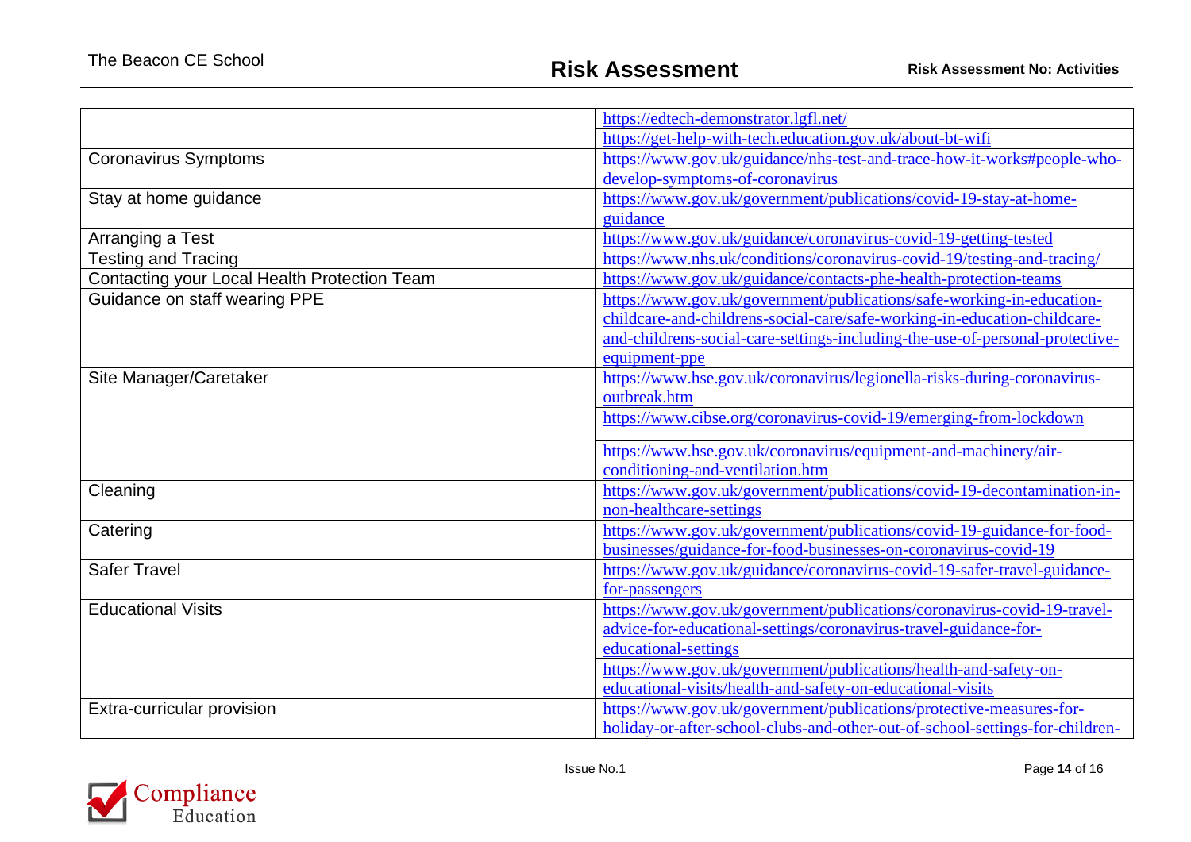| | |
|---|---|
| | https://edtech-demonstrator.lgfl.net/ |
| | https://get-help-with-tech.education.gov.uk/about-bt-wifi |
| Coronavirus Symptoms | https://www.gov.uk/guidance/nhs-test-and-trace-how-it-works#people-who-develop-symptoms-of-coronavirus |
| Stay at home guidance | https://www.gov.uk/government/publications/covid-19-stay-at-home-guidance |
| Arranging a Test | https://www.gov.uk/guidance/coronavirus-covid-19-getting-tested |
| Testing and Tracing | https://www.nhs.uk/conditions/coronavirus-covid-19/testing-and-tracing/ |
| Contacting your Local Health Protection Team | https://www.gov.uk/guidance/contacts-phe-health-protection-teams |
| Guidance on staff wearing PPE | https://www.gov.uk/government/publications/safe-working-in-education-childcare-and-childrens-social-care/safe-working-in-education-childcare-and-childrens-social-care-settings-including-the-use-of-personal-protective-equipment-ppe |
| Site Manager/Caretaker | https://www.hse.gov.uk/coronavirus/legionella-risks-during-coronavirus-outbreak.htm |
| | https://www.cibse.org/coronavirus-covid-19/emerging-from-lockdown |
| | https://www.hse.gov.uk/coronavirus/equipment-and-machinery/air-conditioning-and-ventilation.htm |
| Cleaning | https://www.gov.uk/government/publications/covid-19-decontamination-in-non-healthcare-settings |
| Catering | https://www.gov.uk/government/publications/covid-19-guidance-for-food-businesses/guidance-for-food-businesses-on-coronavirus-covid-19 |
| Safer Travel | https://www.gov.uk/guidance/coronavirus-covid-19-safer-travel-guidance-for-passengers |
| Educational Visits | https://www.gov.uk/government/publications/coronavirus-covid-19-travel-advice-for-educational-settings/coronavirus-travel-guidance-for-educational-settings |
| | https://www.gov.uk/government/publications/health-and-safety-on-educational-visits/health-and-safety-on-educational-visits |
| Extra-curricular provision | https://www.gov.uk/government/publications/protective-measures-for-holiday-or-after-school-clubs-and-other-out-of-school-settings-for-children- |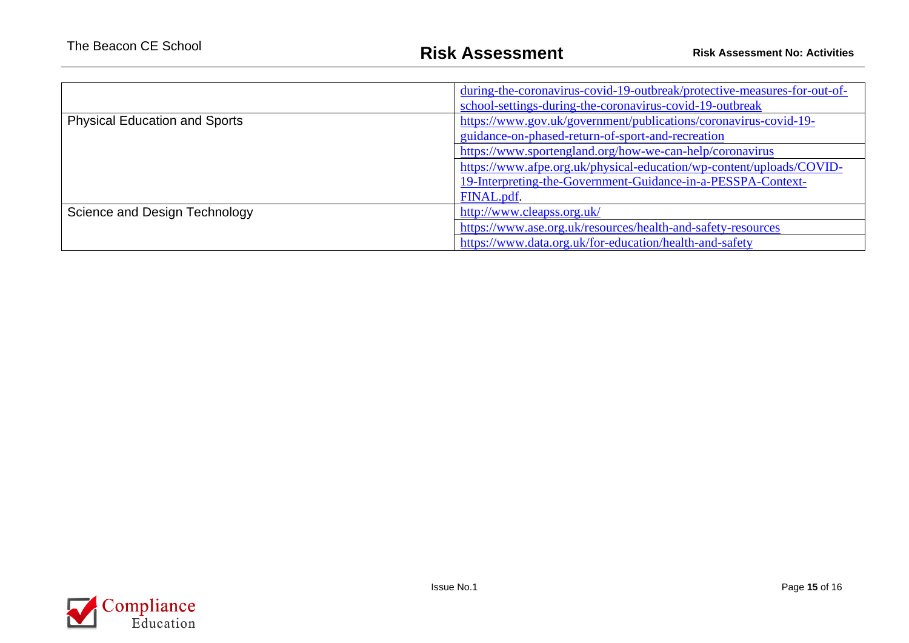| | |
|---|---|
| | during-the-coronavirus-covid-19-outbreak/protective-measures-for-out-of-school-settings-during-the-coronavirus-covid-19-outbreak |
| Physical Education and Sports | https://www.gov.uk/government/publications/coronavirus-covid-19-guidance-on-phased-return-of-sport-and-recreation |
| | https://www.sportengland.org/how-we-can-help/coronavirus |
| | https://www.afpe.org.uk/physical-education/wp-content/uploads/COVID-19-Interpreting-the-Government-Guidance-in-a-PESSPA-Context-FINAL.pdf. |
| Science and Design Technology | http://www.cleapss.org.uk/ |
| | https://www.ase.org.uk/resources/health-and-safety-resources |
| | https://www.data.org.uk/for-education/health-and-safety |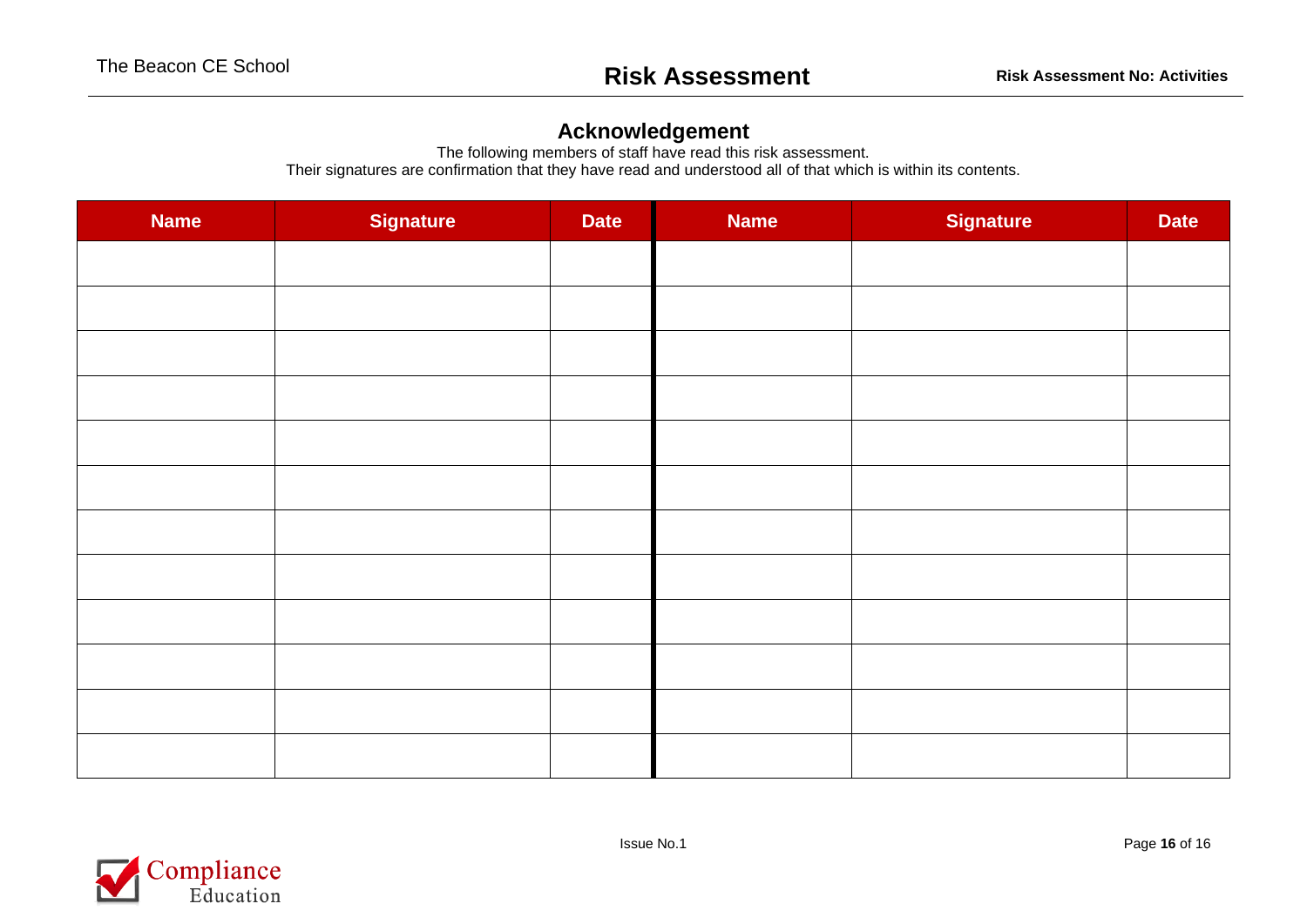## Acknowledgement

The following members of staff have read this risk assessment.
Their signatures are confirmation that they have read and understood all of that which is within its contents.

| Name | Signature | Date | Name | Signature | Date |
|---|---|---|---|---|---|
| | | | | | |
| | | | | | |
| | | | | | |
| | | | | | |
| | | | | | |
| | | | | | |
| | | | | | |
| | | | | | |
| | | | | | |
| | | | | | |
| | | | | | |
| | | | | | |